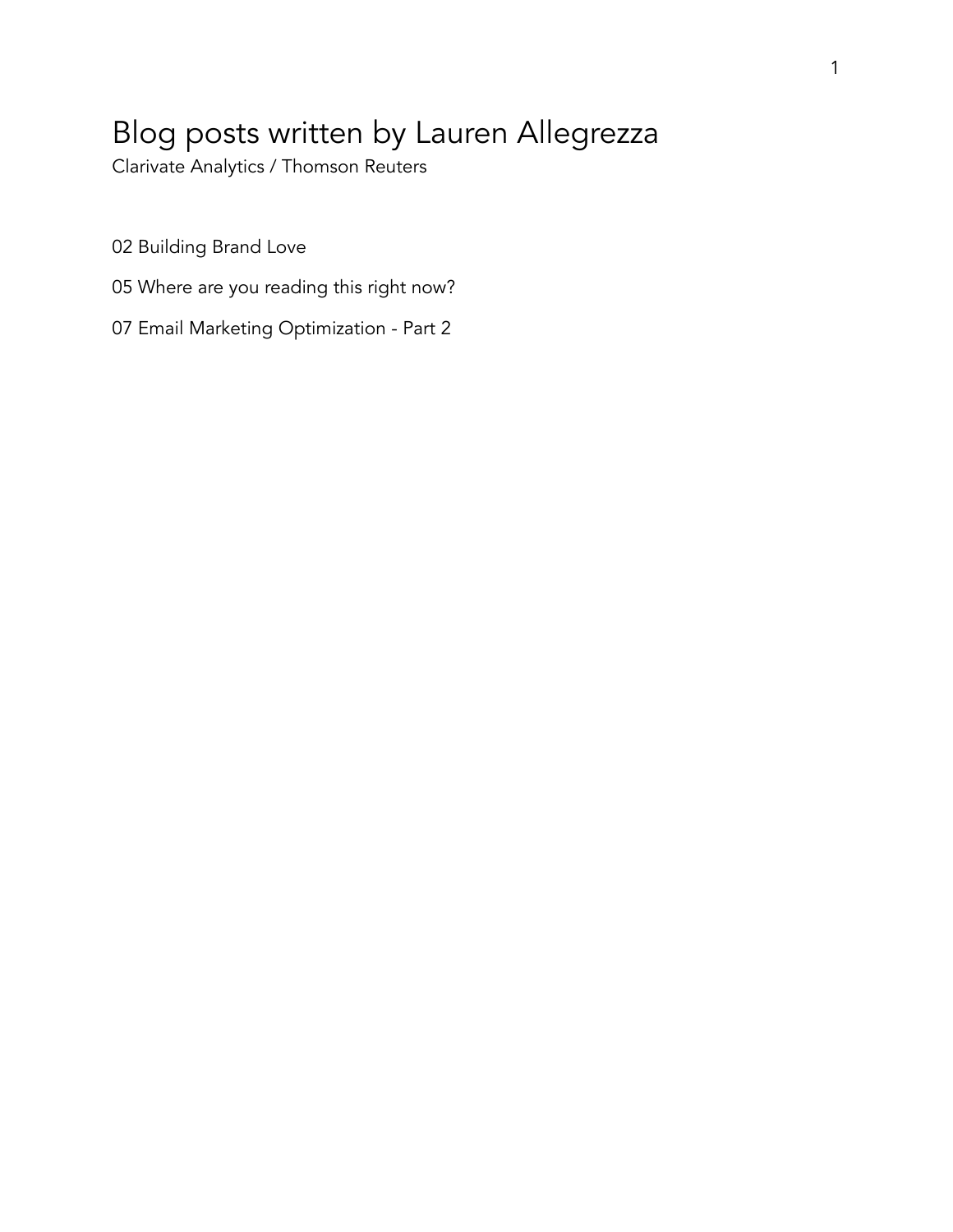# Blog posts written by Lauren Allegrezza

Clarivate Analytics / Thomson Reuters

02 Building Brand Love

05 Where are you reading this right now?

07 Email Marketing Optimization - Part 2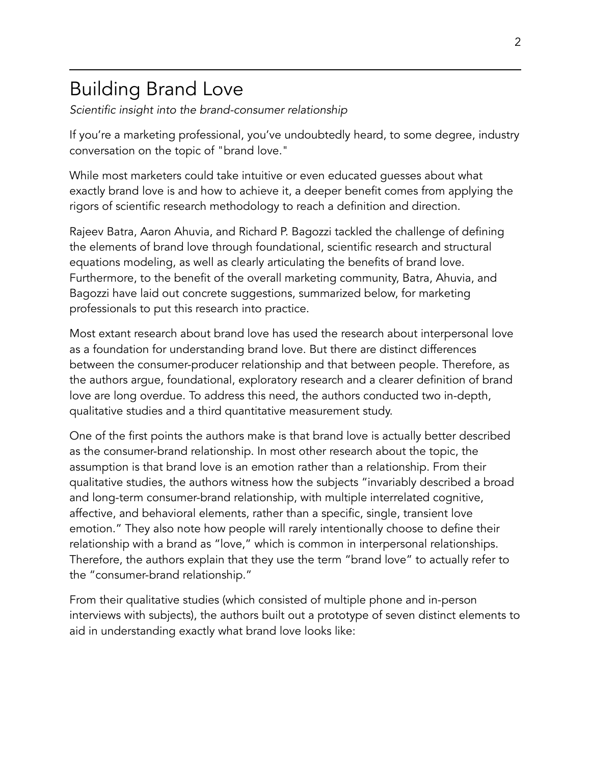# Building Brand Love

*Scientific insight into the brand-consumer relationship*

If you're a marketing professional, you've undoubtedly heard, to some degree, industry conversation on the topic of "brand love."

While most marketers could take intuitive or even educated guesses about what exactly brand love is and how to achieve it, a deeper benefit comes from applying the rigors of scientific research methodology to reach a definition and direction.

Rajeev Batra, Aaron Ahuvia, and Richard P. Bagozzi tackled the challenge of defining the elements of brand love through foundational, scientific research and structural equations modeling, as well as clearly articulating the benefits of brand love. Furthermore, to the benefit of the overall marketing community, Batra, Ahuvia, and Bagozzi have laid out concrete suggestions, summarized below, for marketing professionals to put this research into practice.

Most extant research about brand love has used the research about interpersonal love as a foundation for understanding brand love. But there are distinct differences between the consumer-producer relationship and that between people. Therefore, as the authors argue, foundational, exploratory research and a clearer definition of brand love are long overdue. To address this need, the authors conducted two in-depth, qualitative studies and a third quantitative measurement study.

One of the first points the authors make is that brand love is actually better described as the consumer-brand relationship. In most other research about the topic, the assumption is that brand love is an emotion rather than a relationship. From their qualitative studies, the authors witness how the subjects "invariably described a broad and long-term consumer-brand relationship, with multiple interrelated cognitive, affective, and behavioral elements, rather than a specific, single, transient love emotion." They also note how people will rarely intentionally choose to define their relationship with a brand as "love," which is common in interpersonal relationships. Therefore, the authors explain that they use the term "brand love" to actually refer to the "consumer-brand relationship."

From their qualitative studies (which consisted of multiple phone and in-person interviews with subjects), the authors built out a prototype of seven distinct elements to aid in understanding exactly what brand love looks like: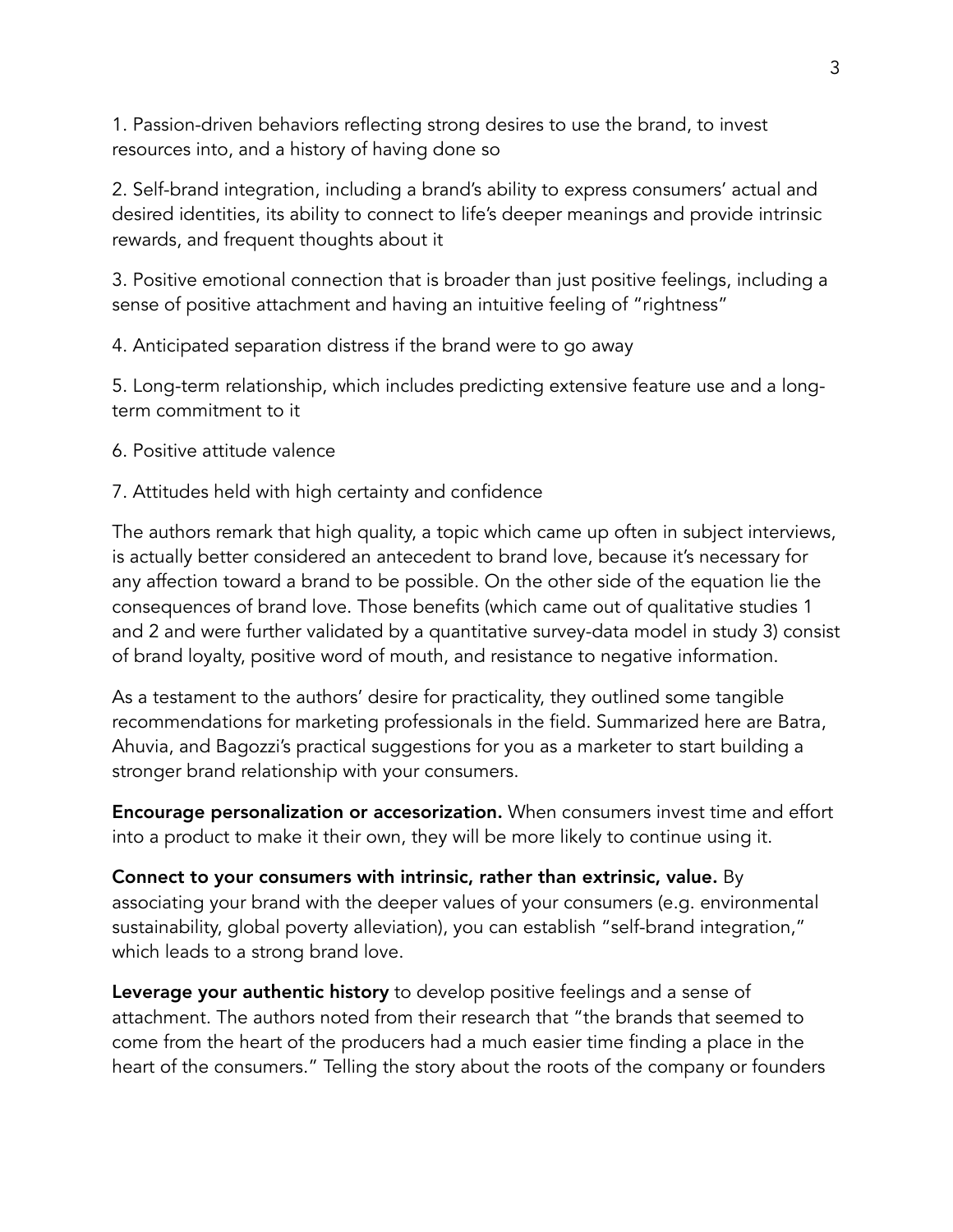1. Passion-driven behaviors reflecting strong desires to use the brand, to invest resources into, and a history of having done so

2. Self-brand integration, including a brand's ability to express consumers' actual and desired identities, its ability to connect to life's deeper meanings and provide intrinsic rewards, and frequent thoughts about it

3. Positive emotional connection that is broader than just positive feelings, including a sense of positive attachment and having an intuitive feeling of "rightness"

4. Anticipated separation distress if the brand were to go away

5. Long-term relationship, which includes predicting extensive feature use and a long-term commitment to it

6. Positive attitude valence

7. Attitudes held with high certainty and confidence

The authors remark that high quality, a topic which came up often in subject interviews, is actually better considered an antecedent to brand love, because it's necessary for any affection toward a brand to be possible. On the other side of the equation lie the consequences of brand love. Those benefits (which came out of qualitative studies 1 and 2 and were further validated by a quantitative survey-data model in study 3) consist of brand loyalty, positive word of mouth, and resistance to negative information.

As a testament to the authors' desire for practicality, they outlined some tangible recommendations for marketing professionals in the field. Summarized here are Batra, Ahuvia, and Bagozzi's practical suggestions for you as a marketer to start building a stronger brand relationship with your consumers.

**Encourage personalization or accesorization.** When consumers invest time and effort into a product to make it their own, they will be more likely to continue using it.

**Connect to your consumers with intrinsic, rather than extrinsic, value.** By associating your brand with the deeper values of your consumers (e.g. environmental sustainability, global poverty alleviation), you can establish "self-brand integration," which leads to a strong brand love.

**Leverage your authentic history** to develop positive feelings and a sense of attachment. The authors noted from their research that "the brands that seemed to come from the heart of the producers had a much easier time finding a place in the heart of the consumers." Telling the story about the roots of the company or founders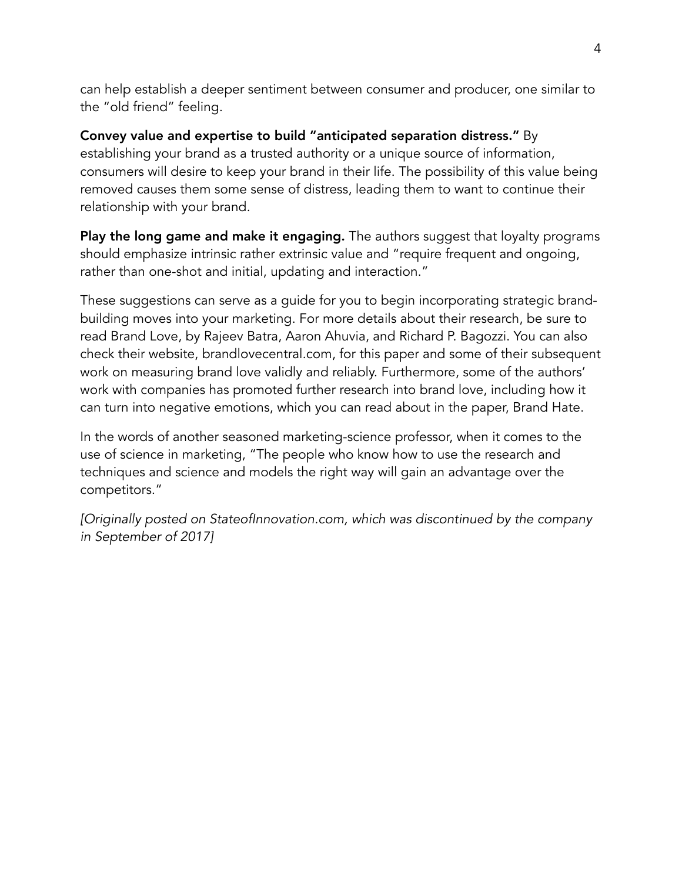can help establish a deeper sentiment between consumer and producer, one similar to the "old friend" feeling.

**Convey value and expertise to build "anticipated separation distress."** By establishing your brand as a trusted authority or a unique source of information, consumers will desire to keep your brand in their life. The possibility of this value being removed causes them some sense of distress, leading them to want to continue their relationship with your brand.

**Play the long game and make it engaging.** The authors suggest that loyalty programs should emphasize intrinsic rather extrinsic value and "require frequent and ongoing, rather than one-shot and initial, updating and interaction."

These suggestions can serve as a guide for you to begin incorporating strategic brand-building moves into your marketing. For more details about their research, be sure to read Brand Love, by Rajeev Batra, Aaron Ahuvia, and Richard P. Bagozzi. You can also check their website, brandlovecentral.com, for this paper and some of their subsequent work on measuring brand love validly and reliably. Furthermore, some of the authors' work with companies has promoted further research into brand love, including how it can turn into negative emotions, which you can read about in the paper, Brand Hate.

In the words of another seasoned marketing-science professor, when it comes to the use of science in marketing, "The people who know how to use the research and techniques and science and models the right way will gain an advantage over the competitors."

*[Originally posted on StateofInnovation.com, which was discontinued by the company in September of 2017]*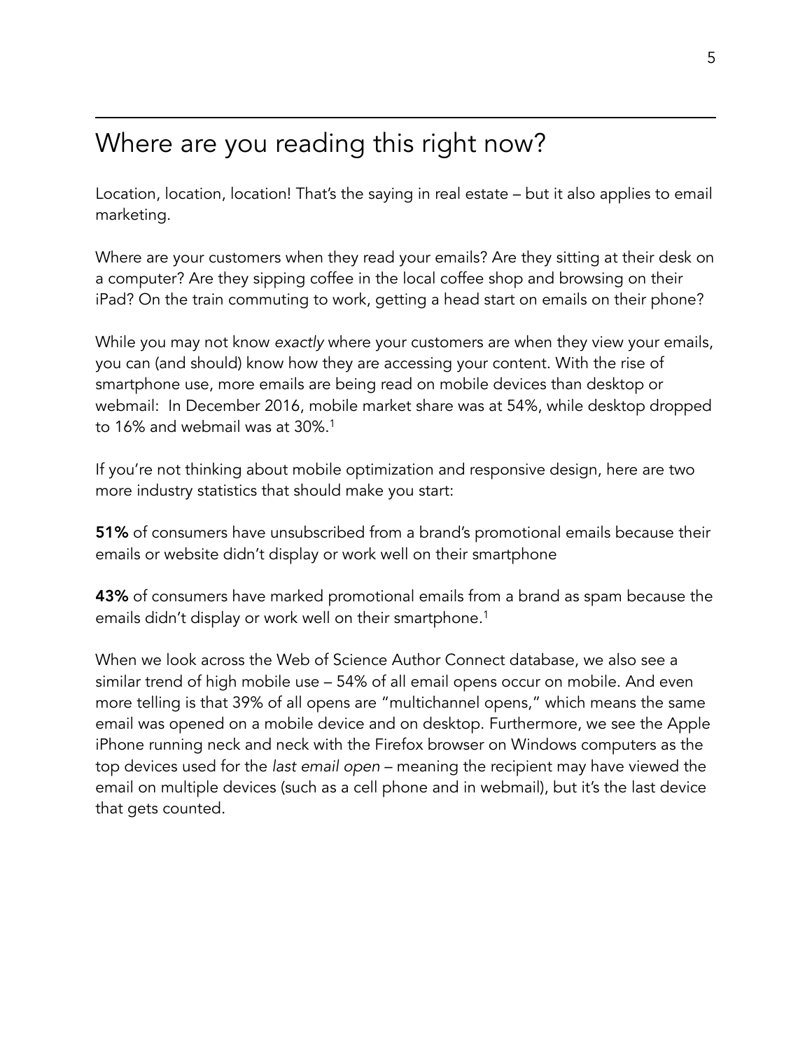## Where are you reading this right now?

Location, location, location! That's the saying in real estate – but it also applies to email marketing.

Where are your customers when they read your emails? Are they sitting at their desk on a computer? Are they sipping coffee in the local coffee shop and browsing on their iPad? On the train commuting to work, getting a head start on emails on their phone?

While you may not know *exactly* where your customers are when they view your emails, you can (and should) know how they are accessing your content. With the rise of smartphone use, more emails are being read on mobile devices than desktop or webmail: In December 2016, mobile market share was at 54%, while desktop dropped to 16% and webmail was at 30%.[1]

If you're not thinking about mobile optimization and responsive design, here are two more industry statistics that should make you start:

**51%** of consumers have unsubscribed from a brand's promotional emails because their emails or website didn't display or work well on their smartphone

**43%** of consumers have marked promotional emails from a brand as spam because the emails didn't display or work well on their smartphone.[1]

When we look across the Web of Science Author Connect database, we also see a similar trend of high mobile use – 54% of all email opens occur on mobile. And even more telling is that 39% of all opens are "multichannel opens," which means the same email was opened on a mobile device and on desktop. Furthermore, we see the Apple iPhone running neck and neck with the Firefox browser on Windows computers as the top devices used for the *last email open* – meaning the recipient may have viewed the email on multiple devices (such as a cell phone and in webmail), but it's the last device that gets counted.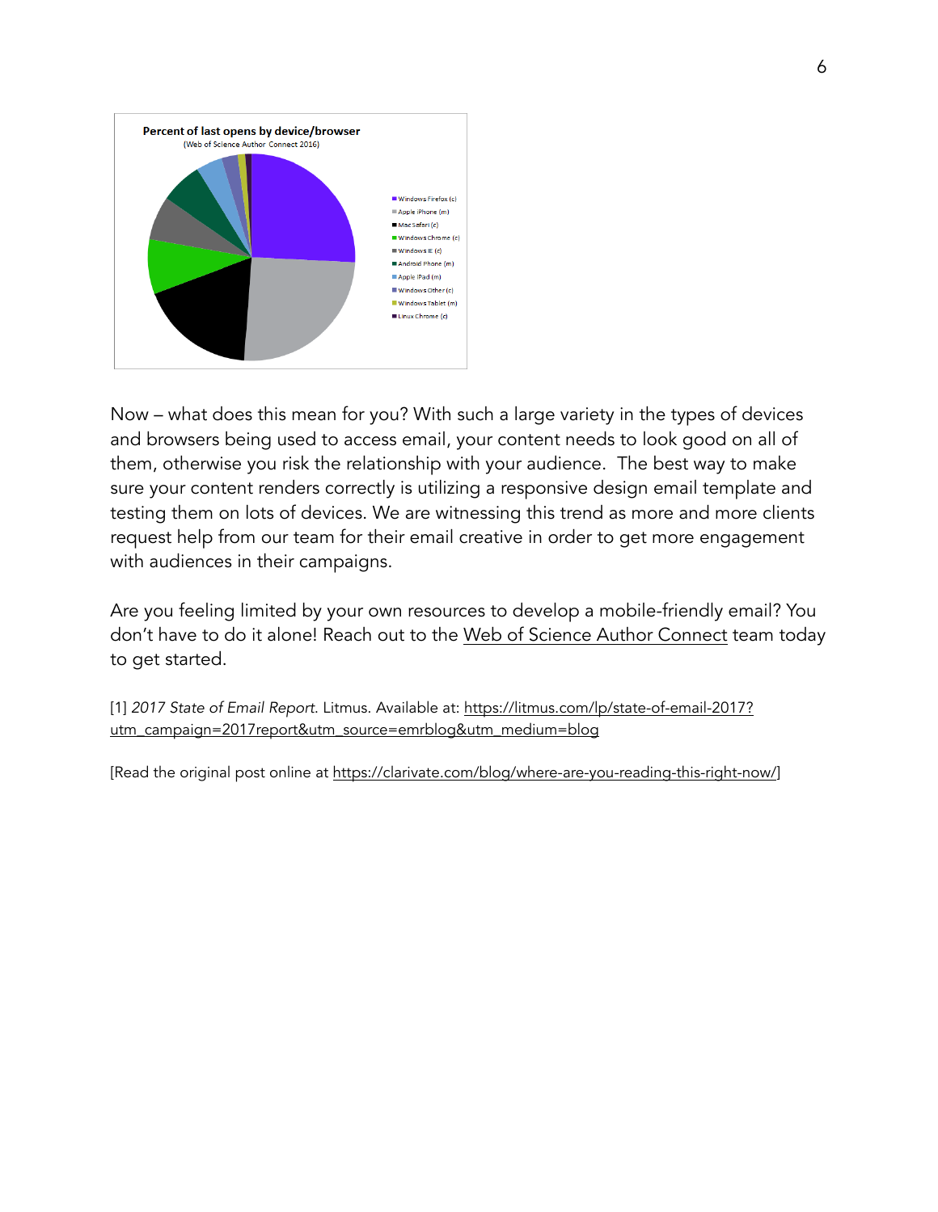Percent of last opens by device/browser
(Web of Science Author Connect 2016)

- Windows Firefox (c)
- Apple iPhone (m)
- Mac Safari (c)
- Windows Chrome (c)
- Windows IE (c)
- Android Phone (m)
- Apple iPad (m)
- Windows Other (c)
- Windows Tablet (m)
- Linux Chrome (c)

Now – what does this mean for you? With such a large variety in the types of devices and browsers being used to access email, your content needs to look good on all of them, otherwise you risk the relationship with your audience. The best way to make sure your content renders correctly is utilizing a responsive design email template and testing them on lots of devices. We are witnessing this trend as more and more clients request help from our team for their email creative in order to get more engagement with audiences in their campaigns.

Are you feeling limited by your own resources to develop a mobile-friendly email? You don't have to do it alone! Reach out to the Web of Science Author Connect team today to get started.

[1] *2017 State of Email Report*. Litmus. Available at: https://litmus.com/lp/state-of-email-2017?utm_campaign=2017report&utm_source=emrblog&utm_medium=blog

[Read the original post online at https://clarivate.com/blog/where-are-you-reading-this-right-now/]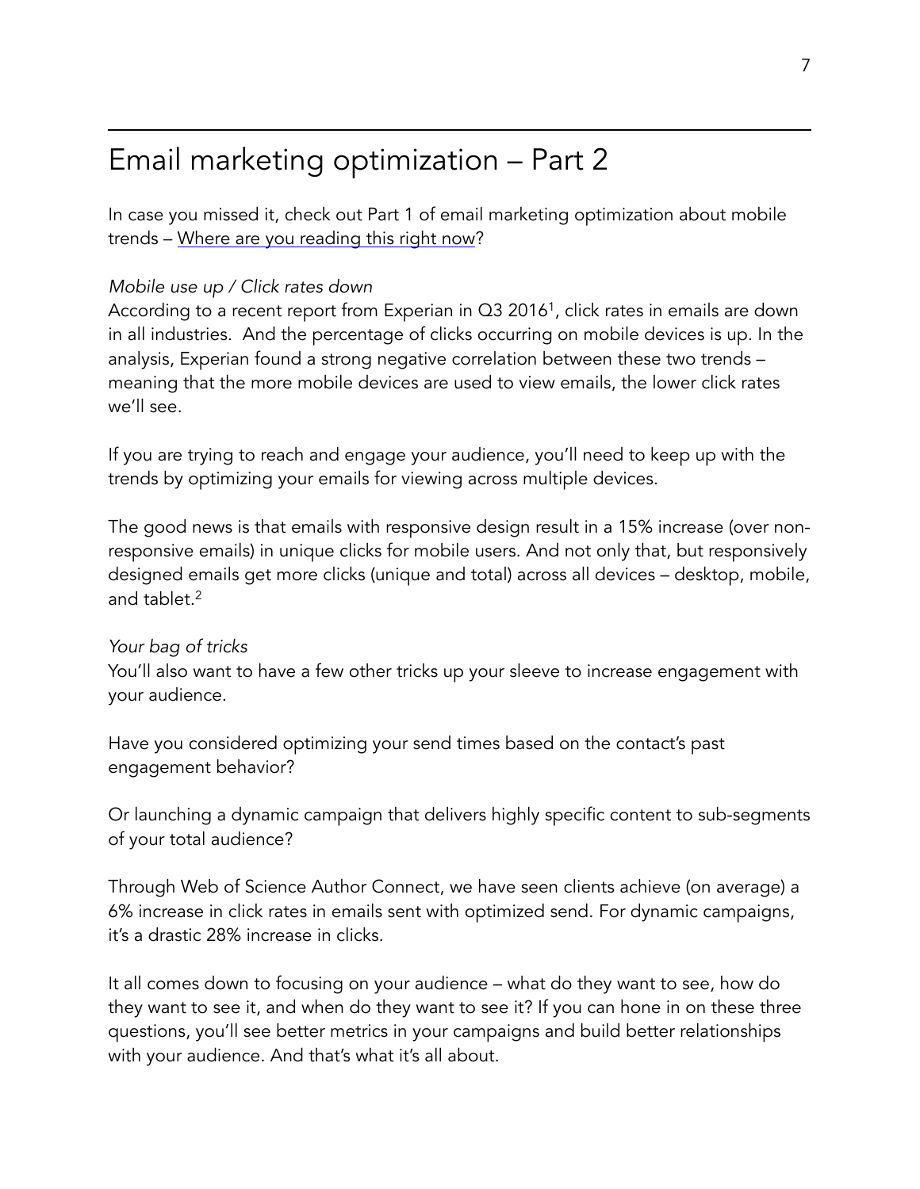# Email marketing optimization – Part 2

In case you missed it, check out Part 1 of email marketing optimization about mobile trends – Where are you reading this right now?

*Mobile use up / Click rates down*

According to a recent report from Experian in Q3 2016[1], click rates in emails are down in all industries. And the percentage of clicks occurring on mobile devices is up. In the analysis, Experian found a strong negative correlation between these two trends – meaning that the more mobile devices are used to view emails, the lower click rates we'll see.

If you are trying to reach and engage your audience, you'll need to keep up with the trends by optimizing your emails for viewing across multiple devices.

The good news is that emails with responsive design result in a 15% increase (over non-responsive emails) in unique clicks for mobile users. And not only that, but responsively designed emails get more clicks (unique and total) across all devices – desktop, mobile, and tablet.[2]

*Your bag of tricks*

You'll also want to have a few other tricks up your sleeve to increase engagement with your audience.

Have you considered optimizing your send times based on the contact's past engagement behavior?

Or launching a dynamic campaign that delivers highly specific content to sub-segments of your total audience?

Through Web of Science Author Connect, we have seen clients achieve (on average) a 6% increase in click rates in emails sent with optimized send. For dynamic campaigns, it's a drastic 28% increase in clicks.

It all comes down to focusing on your audience – what do they want to see, how do they want to see it, and when do they want to see it? If you can hone in on these three questions, you'll see better metrics in your campaigns and build better relationships with your audience. And that's what it's all about.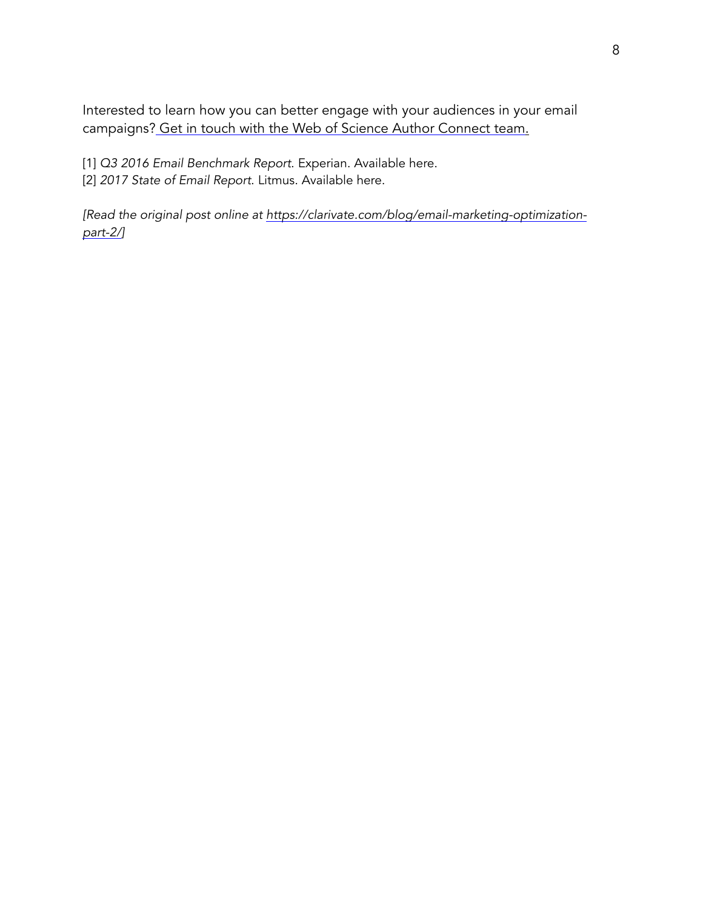Interested to learn how you can better engage with your audiences in your email campaigns? [Get in touch with the Web of Science Author Connect team.]

[1] *Q3 2016 Email Benchmark Report*. Experian. Available here.
[2] *2017 State of Email Report*. Litmus. Available here.

*[Read the original post online at https://clarivate.com/blog/email-marketing-optimization-part-2/]*